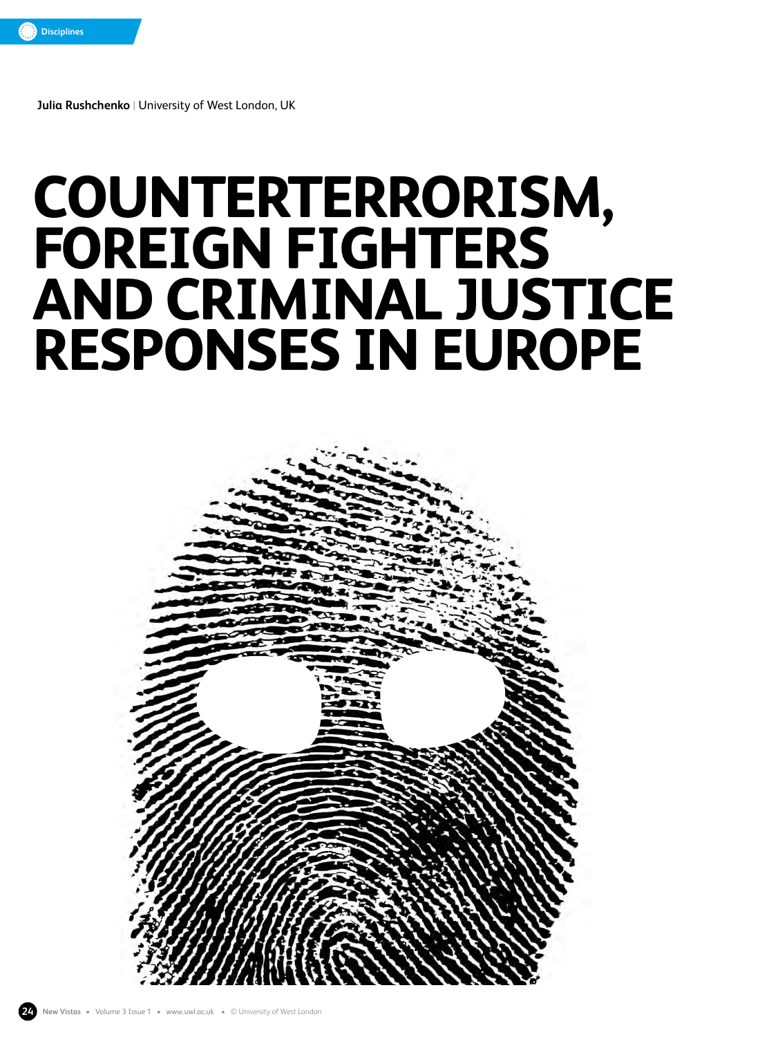**Julia Rushchenko** | University of West London, UK

# COUNTERTERRORISM, FOREIGN FIGHTERS AND CRIMINAL JUSTICE RESPONSES IN EUROPE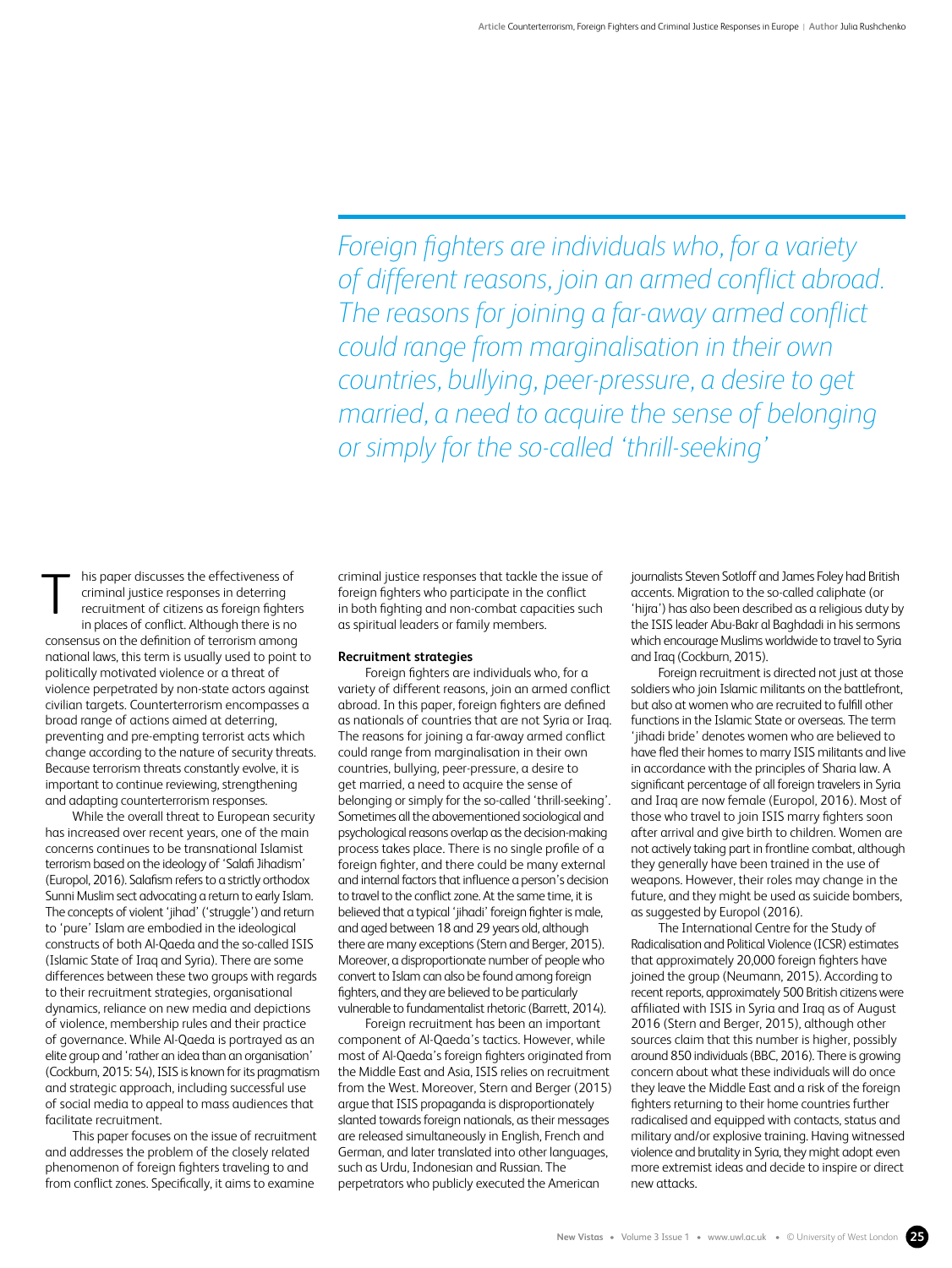> *Foreign fighters are individuals who, for a variety of different reasons, join an armed conflict abroad. The reasons for joining a far-away armed conflict could range from marginalisation in their own countries, bullying, peer-pressure, a desire to get married, a need to acquire the sense of belonging or simply for the so-called 'thrill-seeking'*

This paper discusses the effectiveness of criminal justice responses in deterring recruitment of citizens as foreign fighters in places of conflict. Although there is no consensus on the definition of terrorism among national laws, this term is usually used to point to politically motivated violence or a threat of violence perpetrated by non-state actors against civilian targets. Counterterrorism encompasses a broad range of actions aimed at deterring, preventing and pre-empting terrorist acts which change according to the nature of security threats. Because terrorism threats constantly evolve, it is important to continue reviewing, strengthening and adapting counterterrorism responses.

While the overall threat to European security has increased over recent years, one of the main concerns continues to be transnational Islamist terrorism based on the ideology of 'Salafi Jihadism' (Europol, 2016). Salafism refers to a strictly orthodox Sunni Muslim sect advocating a return to early Islam. The concepts of violent 'jihad' ('struggle') and return to 'pure' Islam are embodied in the ideological constructs of both Al-Qaeda and the so-called ISIS (Islamic State of Iraq and Syria). There are some differences between these two groups with regards to their recruitment strategies, organisational dynamics, reliance on new media and depictions of violence, membership rules and their practice of governance. While Al-Qaeda is portrayed as an elite group and 'rather an idea than an organisation' (Cockburn, 2015: 54), ISIS is known for its pragmatism and strategic approach, including successful use of social media to appeal to mass audiences that facilitate recruitment.

This paper focuses on the issue of recruitment and addresses the problem of the closely related phenomenon of foreign fighters traveling to and from conflict zones. Specifically, it aims to examine criminal justice responses that tackle the issue of foreign fighters who participate in the conflict in both fighting and non-combat capacities such as spiritual leaders or family members.

### Recruitment strategies

Foreign fighters are individuals who, for a variety of different reasons, join an armed conflict abroad. In this paper, foreign fighters are defined as nationals of countries that are not Syria or Iraq. The reasons for joining a far-away armed conflict could range from marginalisation in their own countries, bullying, peer-pressure, a desire to get married, a need to acquire the sense of belonging or simply for the so-called 'thrill-seeking'. Sometimes all the abovementioned sociological and psychological reasons overlap as the decision-making process takes place. There is no single profile of a foreign fighter, and there could be many external and internal factors that influence a person's decision to travel to the conflict zone. At the same time, it is believed that a typical 'jihadi' foreign fighter is male, and aged between 18 and 29 years old, although there are many exceptions (Stern and Berger, 2015). Moreover, a disproportionate number of people who convert to Islam can also be found among foreign fighters, and they are believed to be particularly vulnerable to fundamentalist rhetoric (Barrett, 2014).

Foreign recruitment has been an important component of Al-Qaeda's tactics. However, while most of Al-Qaeda's foreign fighters originated from the Middle East and Asia, ISIS relies on recruitment from the West. Moreover, Stern and Berger (2015) argue that ISIS propaganda is disproportionately slanted towards foreign nationals, as their messages are released simultaneously in English, French and German, and later translated into other languages, such as Urdu, Indonesian and Russian. The perpetrators who publicly executed the American journalists Steven Sotloff and James Foley had British accents. Migration to the so-called caliphate (or 'hijra') has also been described as a religious duty by the ISIS leader Abu-Bakr al Baghdadi in his sermons which encourage Muslims worldwide to travel to Syria and Iraq (Cockburn, 2015).

Foreign recruitment is directed not just at those soldiers who join Islamic militants on the battlefront, but also at women who are recruited to fulfill other functions in the Islamic State or overseas. The term 'jihadi bride' denotes women who are believed to have fled their homes to marry ISIS militants and live in accordance with the principles of Sharia law. A significant percentage of all foreign travelers in Syria and Iraq are now female (Europol, 2016). Most of those who travel to join ISIS marry fighters soon after arrival and give birth to children. Women are not actively taking part in frontline combat, although they generally have been trained in the use of weapons. However, their roles may change in the future, and they might be used as suicide bombers, as suggested by Europol (2016).

The International Centre for the Study of Radicalisation and Political Violence (ICSR) estimates that approximately 20,000 foreign fighters have joined the group (Neumann, 2015). According to recent reports, approximately 500 British citizens were affiliated with ISIS in Syria and Iraq as of August 2016 (Stern and Berger, 2015), although other sources claim that this number is higher, possibly around 850 individuals (BBC, 2016). There is growing concern about what these individuals will do once they leave the Middle East and a risk of the foreign fighters returning to their home countries further radicalised and equipped with contacts, status and military and/or explosive training. Having witnessed violence and brutality in Syria, they might adopt even more extremist ideas and decide to inspire or direct new attacks.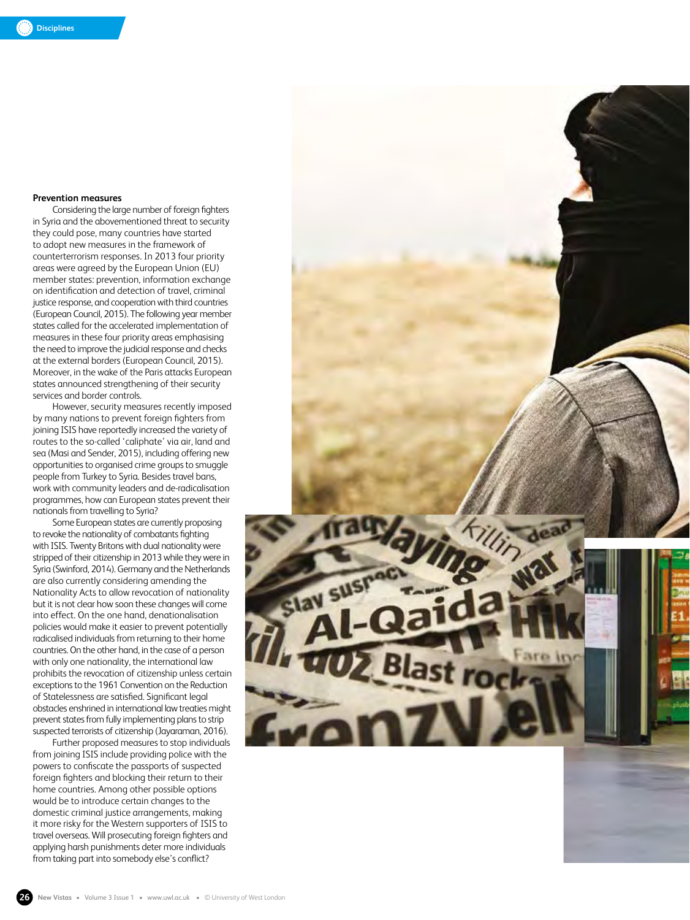### Prevention measures

Considering the large number of foreign fighters in Syria and the abovementioned threat to security they could pose, many countries have started to adopt new measures in the framework of counterterrorism responses. In 2013 four priority areas were agreed by the European Union (EU) member states: prevention, information exchange on identification and detection of travel, criminal justice response, and cooperation with third countries (European Council, 2015). The following year member states called for the accelerated implementation of measures in these four priority areas emphasising the need to improve the judicial response and checks at the external borders (European Council, 2015). Moreover, in the wake of the Paris attacks European states announced strengthening of their security services and border controls.

However, security measures recently imposed by many nations to prevent foreign fighters from joining ISIS have reportedly increased the variety of routes to the so-called 'caliphate' via air, land and sea (Masi and Sender, 2015), including offering new opportunities to organised crime groups to smuggle people from Turkey to Syria. Besides travel bans, work with community leaders and de-radicalisation programmes, how can European states prevent their nationals from travelling to Syria?

Some European states are currently proposing to revoke the nationality of combatants fighting with ISIS. Twenty Britons with dual nationality were stripped of their citizenship in 2013 while they were in Syria (Swinford, 2014). Germany and the Netherlands are also currently considering amending the Nationality Acts to allow revocation of nationality but it is not clear how soon these changes will come into effect. On the one hand, denationalisation policies would make it easier to prevent potentially radicalised individuals from returning to their home countries. On the other hand, in the case of a person with only one nationality, the international law prohibits the revocation of citizenship unless certain exceptions to the 1961 Convention on the Reduction of Statelessness are satisfied. Significant legal obstacles enshrined in international law treaties might prevent states from fully implementing plans to strip suspected terrorists of citizenship (Jayaraman, 2016).

Further proposed measures to stop individuals from joining ISIS include providing police with the powers to confiscate the passports of suspected foreign fighters and blocking their return to their home countries. Among other possible options would be to introduce certain changes to the domestic criminal justice arrangements, making it more risky for the Western supporters of ISIS to travel overseas. Will prosecuting foreign fighters and applying harsh punishments deter more individuals from taking part into somebody else's conflict?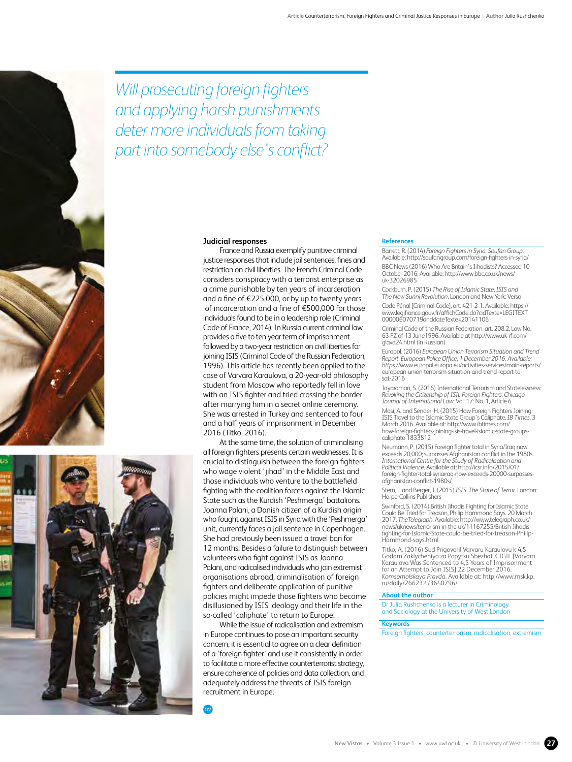*Will prosecuting foreign fighters and applying harsh punishments deter more individuals from taking part into somebody else's conflict?*

## Judicial responses

France and Russia exemplify punitive criminal justice responses that include jail sentences, fines and restriction on civil liberties. The French Criminal Code considers conspiracy with a terrorist enterprise as a crime punishable by ten years of incarceration and a fine of €225,000, or by up to twenty years of incarceration and a fine of €500,000 for those individuals found to be in a leadership role (Criminal Code of France, 2014). In Russia current criminal law provides a five to ten year term of imprisonment followed by a two-year restriction on civil liberties for joining ISIS (Criminal Code of the Russian Federation, 1996). This article has recently been applied to the case of Varvara Karaulova, a 20-year-old philosophy student from Moscow who reportedly fell in love with an ISIS fighter and tried crossing the border after marrying him in a secret online ceremony. She was arrested in Turkey and sentenced to four and a half years of imprisonment in December 2016 (Titko, 2016).

At the same time, the solution of criminalising all foreign fighters presents certain weaknesses. It is crucial to distinguish between the foreign fighters who wage violent 'jihad' in the Middle East and those individuals who venture to the battlefield fighting with the coalition forces against the Islamic State such as the Kurdish 'Peshmerga' battalions. Joanna Palani, a Danish citizen of a Kurdish origin who fought against ISIS in Syria with the 'Peshmerga' unit, currently faces a jail sentence in Copenhagen. She had previously been issued a travel ban for 12 months. Besides a failure to distinguish between volunteers who fight against ISIS as Joanna Palani, and radicalised individuals who join extremist organisations abroad, criminalisation of foreign fighters and deliberate application of punitive policies might impede those fighters who become disillusioned by ISIS ideology and their life in the so-called 'caliphate' to return to Europe.

While the issue of radicalisation and extremism in Europe continues to pose an important security concern, it is essential to agree on a clear definition of a 'foreign fighter' and use it consistently in order to facilitate a more effective counterterrorist strategy, ensure coherence of policies and data collection, and adequately address the threats of ISIS foreign recruitment in Europe.

### References

Barrett, R. (2014) *Foreign Fighters in Syria. Soufan Group.* Available: http://soufangroup.com/foreign-fighters-in-syria/

BBC News (2016) Who Are Britain's Jihadists? Accessed 10 October 2016, Available: http://www.bbc.co.uk/news/uk-32026985

Cockburn, P. (2015) *The Rise of Islamic State. ISIS and The New Sunni Revolution*. London and New York: Verso

Code Pénal [Criminal Code], art. 421-2-1. Available: https://www.legifrance.gouv.fr/affichCode.do?cidTexte=LEGITEXT000006070719anddateTexte=20141106

Criminal Code of the Russian Federation, art. 208.2, Law No. 63-FZ of 13 June1996. Available at http://www.uk-rf.com/glava24.html (in Russian)

Europol. (2016) *European Union Terrorism Situation and Trend Report. European Police Office, 1 December 2016. Available: https*://www.europol.europa.eu/activities-services/main-reports/european-union-terrorism-situation-and-trend-report-te-sat-2016

Jayaraman, S. (2016) International Terrorism and Statelessness: *Revoking the Citizenship of ISIL Foreign Fighters. Chicago Journal of International Law*: Vol. 17: No. 1, Article 6.

Masi, A. and Sender, H. (2015) How Foreign Fighters Joining ISIS Travel to the Islamic State Group's Caliphate. *IB Times*. 3 March 2016. Available at: http://www.ibtimes.com/how-foreign-fighters-joining-isis-travel-islamic-state-groups-caliphate-1833812

Neumann, P. (2015) Foreign fighter total in Syria/Iraq now exceeds 20,000; surpasses Afghanistan conflict in the 1980s. *International Centre for the Study of Radicalisation and Political Violence*. Available at: http://icsr.info/2015/01/foreign-fighter-total-syriairaq-now-exceeds-20000-surpasses-afghanistan-conflict-1980s/

Stern, J. and Berger, J. (2015) *ISIS. The State of Terror*. London: HarperCollins Publishers

Swinford, S. (2014) British Jihadis Fighting for Islamic State Could Be Tried for Treason, Philip Hammond Says. 20 March 2017. *The Telegraph*. Available: http://www.telegraph.co.uk/news/uknews/terrorism-in-the-uk/11167255/British-Jihadis-fighting-for-Islamic-State-could-be-tried-for-treason-Philip-Hammond-says.html

Titko, A. (2016) Sud Prigovoril Varvaru Karaulovu k 4,5 Godam Zaklycheniya za Popytku Sbezhat K IGIL [Varvara Karaulova Was Sentenced to 4,5 Years of Imprisonment for an Attempt to Join ISIS] 22 December 2016. *Komsomolskaya Pravda*. Available at: http://www.msk.kp.ru/daily/26623.4/3640796/

### About the author

Dr Julia Rushchenko is a lecturer in Criminology and Sociology at the University of West London

### Keywords

Foreign fighters, counterterrorism, radicalisation, extremism